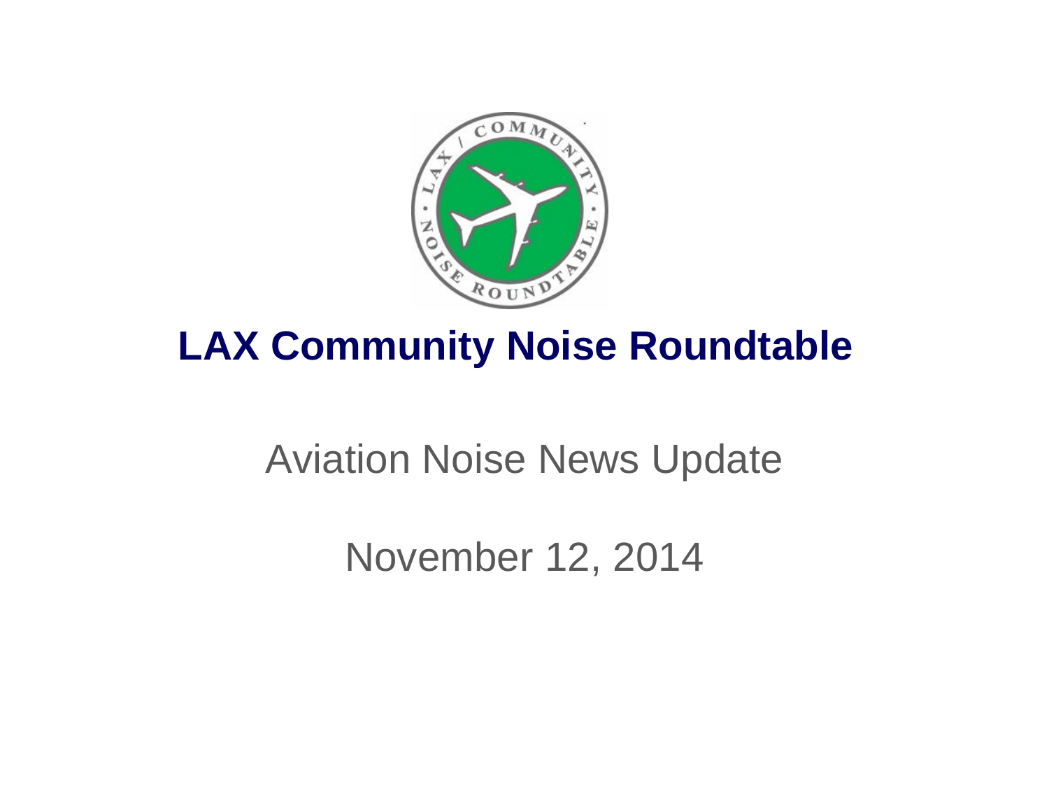# LAX Community Noise Roundtable

Aviation Noise News Update

November 12, 2014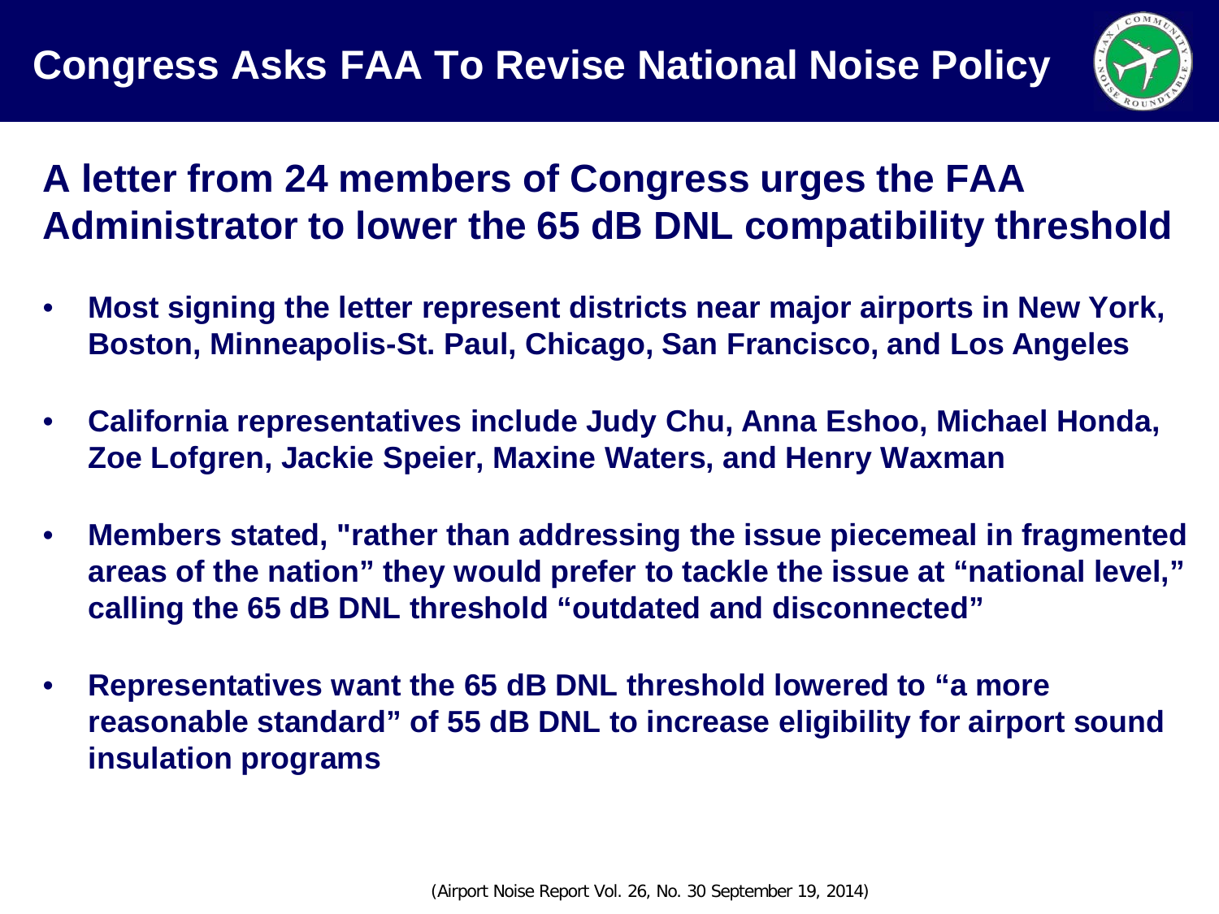# Congress Asks FAA To Revise National Noise Policy

## A letter from 24 members of Congress urges the FAA Administrator to lower the 65 dB DNL compatibility threshold

- **Most signing the letter represent districts near major airports in New York, Boston, Minneapolis-St. Paul, Chicago, San Francisco, and Los Angeles**
- **California representatives include Judy Chu, Anna Eshoo, Michael Honda, Zoe Lofgren, Jackie Speier, Maxine Waters, and Henry Waxman**
- **Members stated, "rather than addressing the issue piecemeal in fragmented areas of the nation" they would prefer to tackle the issue at "national level," calling the 65 dB DNL threshold "outdated and disconnected"**
- **Representatives want the 65 dB DNL threshold lowered to "a more reasonable standard" of 55 dB DNL to increase eligibility for airport sound insulation programs**

(Airport Noise Report Vol. 26, No. 30 September 19, 2014)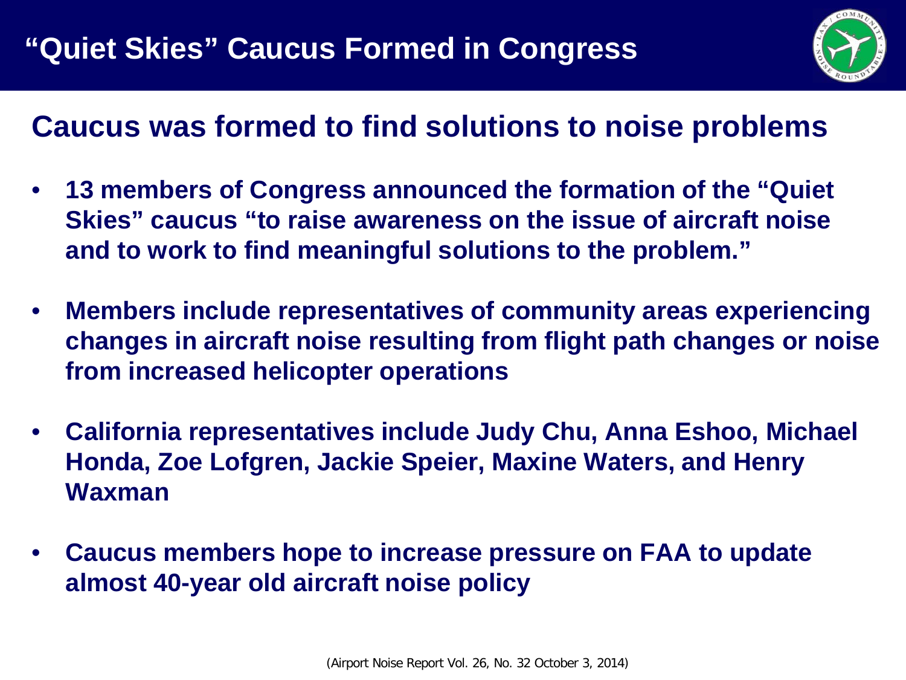# "Quiet Skies" Caucus Formed in Congress

## Caucus was formed to find solutions to noise problems

- **13 members of Congress announced the formation of the "Quiet Skies" caucus "to raise awareness on the issue of aircraft noise and to work to find meaningful solutions to the problem."**
- **Members include representatives of community areas experiencing changes in aircraft noise resulting from flight path changes or noise from increased helicopter operations**
- **California representatives include Judy Chu, Anna Eshoo, Michael Honda, Zoe Lofgren, Jackie Speier, Maxine Waters, and Henry Waxman**
- **Caucus members hope to increase pressure on FAA to update almost 40-year old aircraft noise policy**

(Airport Noise Report Vol. 26, No. 32 October 3, 2014)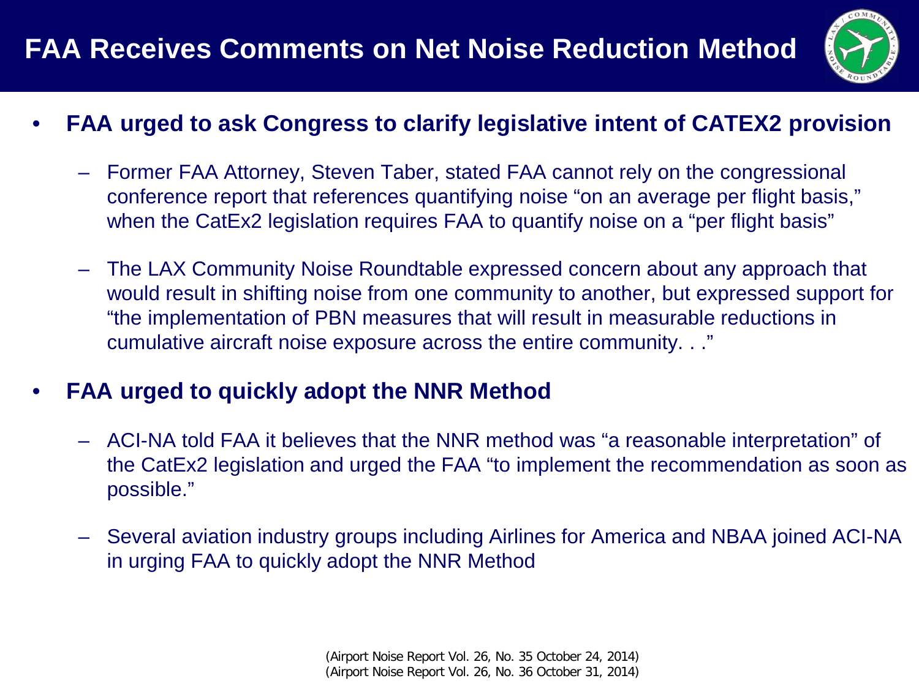# FAA Receives Comments on Net Noise Reduction Method

- **FAA urged to ask Congress to clarify legislative intent of CATEX2 provision**
  - Former FAA Attorney, Steven Taber, stated FAA cannot rely on the congressional conference report that references quantifying noise "on an average per flight basis," when the CatEx2 legislation requires FAA to quantify noise on a "per flight basis"
  - The LAX Community Noise Roundtable expressed concern about any approach that would result in shifting noise from one community to another, but expressed support for "the implementation of PBN measures that will result in measurable reductions in cumulative aircraft noise exposure across the entire community. . ."
- **FAA urged to quickly adopt the NNR Method**
  - ACI-NA told FAA it believes that the NNR method was "a reasonable interpretation" of the CatEx2 legislation and urged the FAA "to implement the recommendation as soon as possible."
  - Several aviation industry groups including Airlines for America and NBAA joined ACI-NA in urging FAA to quickly adopt the NNR Method

(Airport Noise Report Vol. 26, No. 35 October 24, 2014)
(Airport Noise Report Vol. 26, No. 36 October 31, 2014)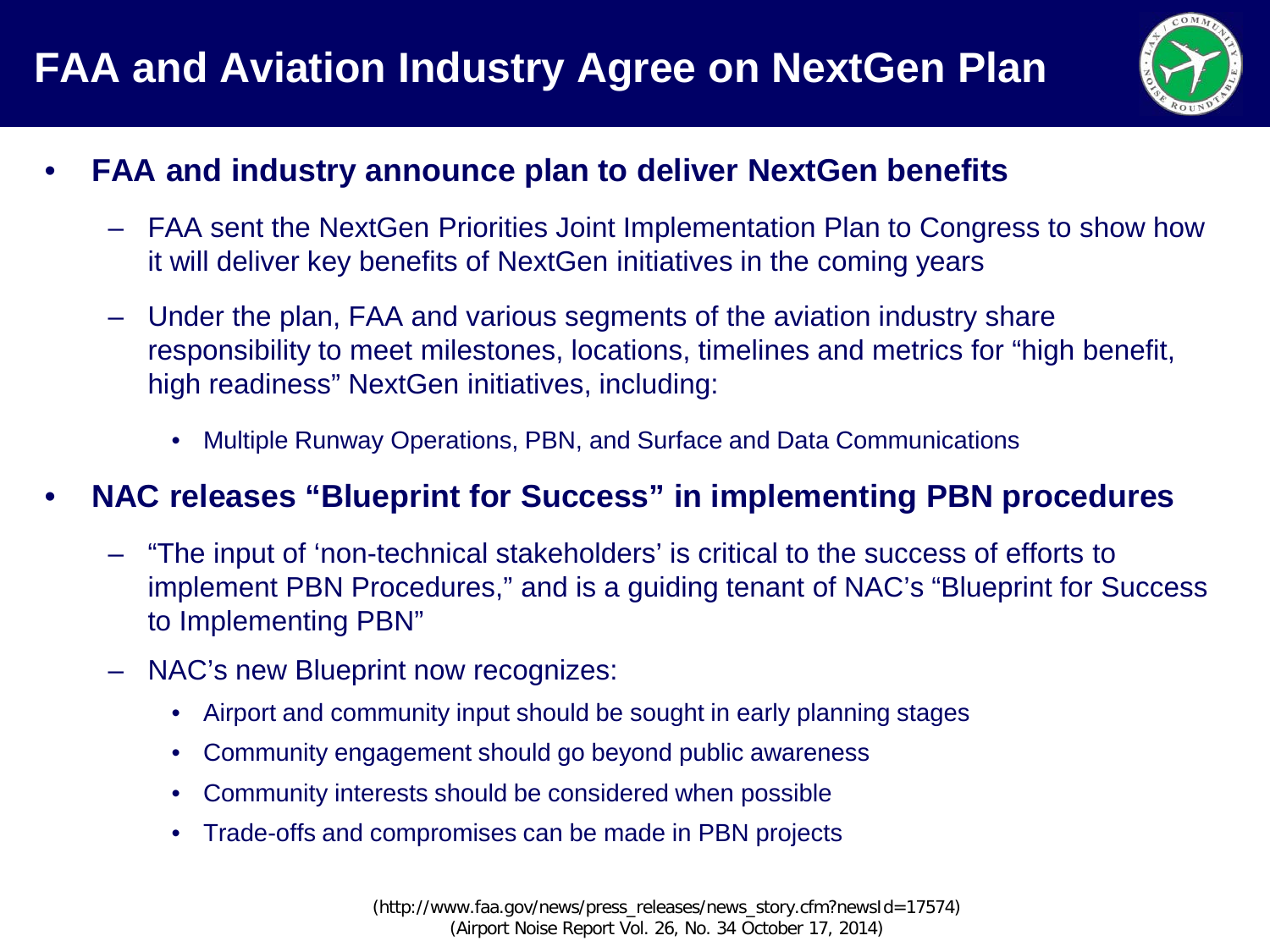# FAA and Aviation Industry Agree on NextGen Plan

- **FAA and industry announce plan to deliver NextGen benefits**
  - FAA sent the NextGen Priorities Joint Implementation Plan to Congress to show how it will deliver key benefits of NextGen initiatives in the coming years
  - Under the plan, FAA and various segments of the aviation industry share responsibility to meet milestones, locations, timelines and metrics for "high benefit, high readiness" NextGen initiatives, including:
    - Multiple Runway Operations, PBN, and Surface and Data Communications
- **NAC releases "Blueprint for Success" in implementing PBN procedures**
  - "The input of 'non-technical stakeholders' is critical to the success of efforts to implement PBN Procedures," and is a guiding tenant of NAC's "Blueprint for Success to Implementing PBN"
  - NAC's new Blueprint now recognizes:
    - Airport and community input should be sought in early planning stages
    - Community engagement should go beyond public awareness
    - Community interests should be considered when possible
    - Trade-offs and compromises can be made in PBN projects

(http://www.faa.gov/news/press_releases/news_story.cfm?newsId=17574)
(Airport Noise Report Vol. 26, No. 34 October 17, 2014)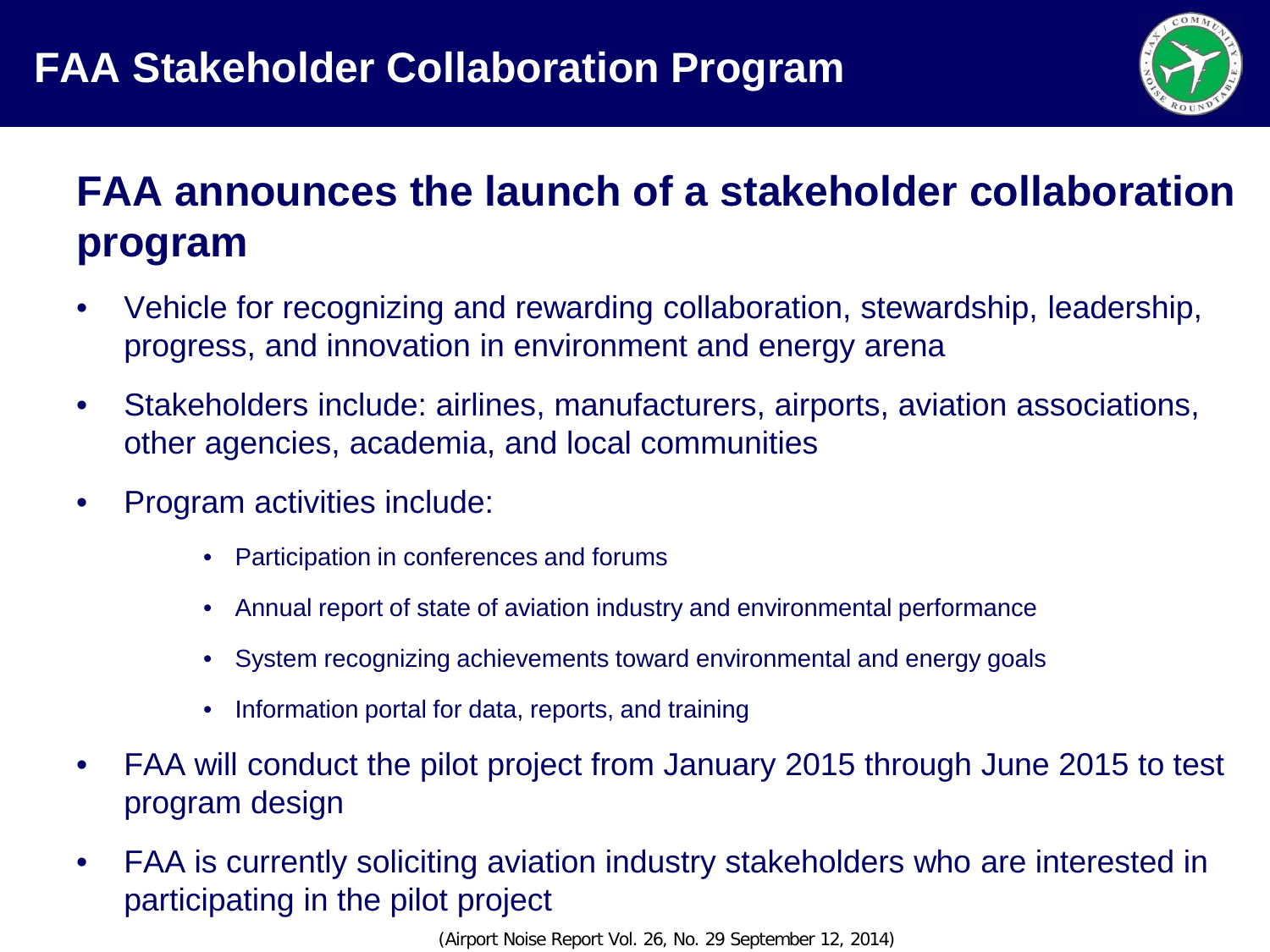# FAA Stakeholder Collaboration Program

## FAA announces the launch of a stakeholder collaboration program

- Vehicle for recognizing and rewarding collaboration, stewardship, leadership, progress, and innovation in environment and energy arena
- Stakeholders include: airlines, manufacturers, airports, aviation associations, other agencies, academia, and local communities
- Program activities include:
  - Participation in conferences and forums
  - Annual report of state of aviation industry and environmental performance
  - System recognizing achievements toward environmental and energy goals
  - Information portal for data, reports, and training
- FAA will conduct the pilot project from January 2015 through June 2015 to test program design
- FAA is currently soliciting aviation industry stakeholders who are interested in participating in the pilot project

(Airport Noise Report Vol. 26, No. 29 September 12, 2014)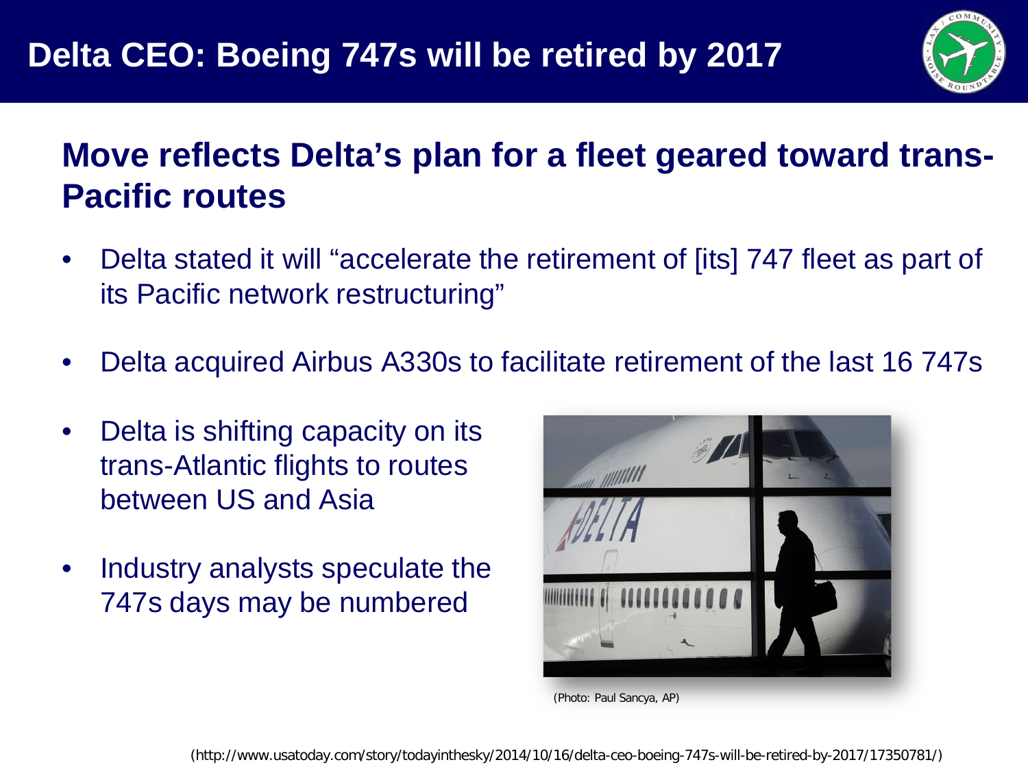# Delta CEO: Boeing 747s will be retired by 2017

## Move reflects Delta's plan for a fleet geared toward trans-Pacific routes

- Delta stated it will "accelerate the retirement of [its] 747 fleet as part of its Pacific network restructuring"
- Delta acquired Airbus A330s to facilitate retirement of the last 16 747s
- Delta is shifting capacity on its trans-Atlantic flights to routes between US and Asia
- Industry analysts speculate the 747s days may be numbered

(Photo: Paul Sancya, AP)

(http://www.usatoday.com/story/todayinthesky/2014/10/16/delta-ceo-boeing-747s-will-be-retired-by-2017/17350781/)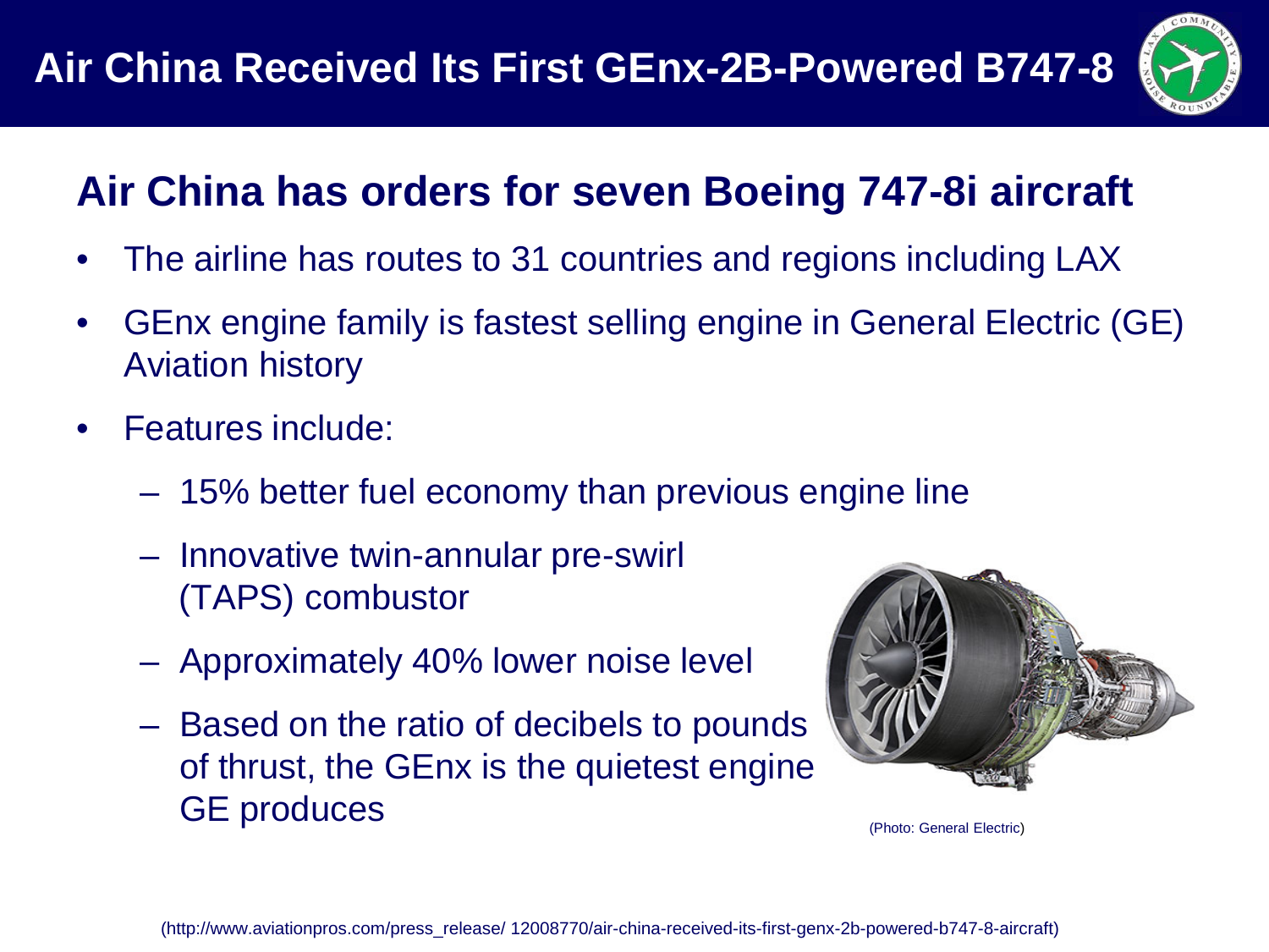# Air China Received Its First GEnx-2B-Powered B747-8

## Air China has orders for seven Boeing 747-8i aircraft

- The airline has routes to 31 countries and regions including LAX
- GEnx engine family is fastest selling engine in General Electric (GE) Aviation history
- Features include:
  - 15% better fuel economy than previous engine line
  - Innovative twin-annular pre-swirl (TAPS) combustor
  - Approximately 40% lower noise level
  - Based on the ratio of decibels to pounds of thrust, the GEnx is the quietest engine GE produces

(Photo: General Electric)

(http://www.aviationpros.com/press_release/ 12008770/air-china-received-its-first-genx-2b-powered-b747-8-aircraft)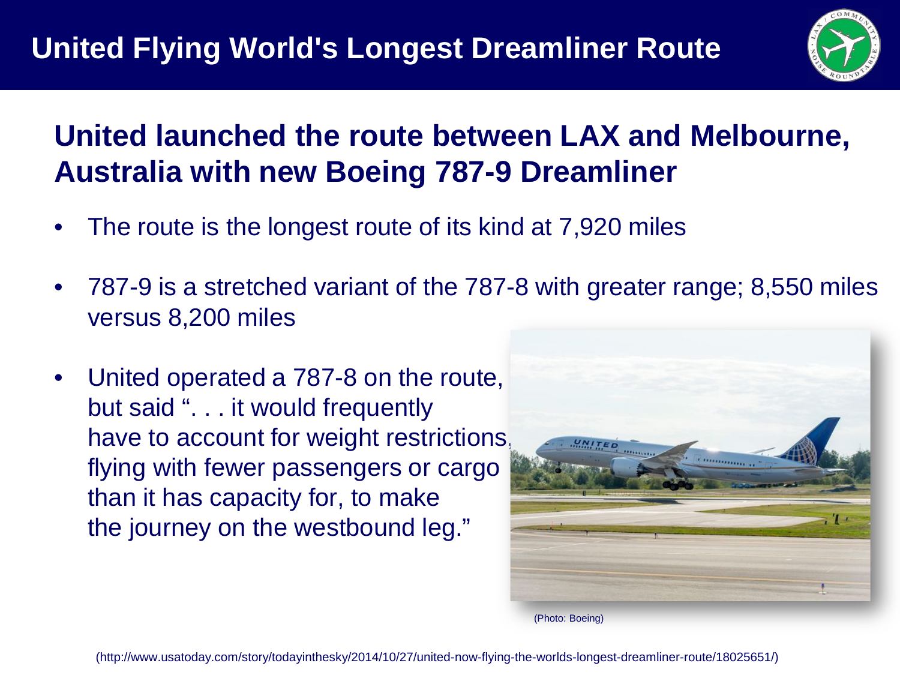# United Flying World's Longest Dreamliner Route

## United launched the route between LAX and Melbourne, Australia with new Boeing 787-9 Dreamliner

- The route is the longest route of its kind at 7,920 miles
- 787-9 is a stretched variant of the 787-8 with greater range; 8,550 miles versus 8,200 miles
- United operated a 787-8 on the route, but said ". . . it would frequently have to account for weight restrictions, flying with fewer passengers or cargo than it has capacity for, to make the journey on the westbound leg."

(Photo: Boeing)

(http://www.usatoday.com/story/todayinthesky/2014/10/27/united-now-flying-the-worlds-longest-dreamliner-route/18025651/)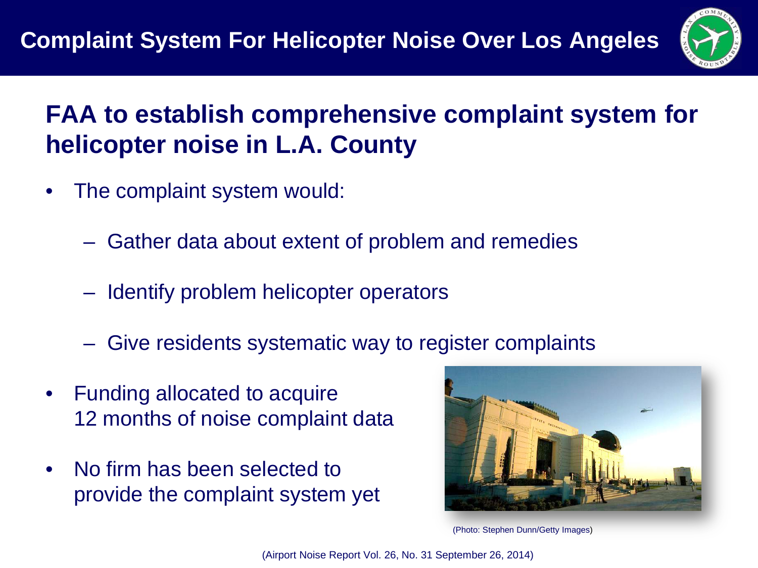# Complaint System For Helicopter Noise Over Los Angeles

## FAA to establish comprehensive complaint system for helicopter noise in L.A. County

- The complaint system would:
  - Gather data about extent of problem and remedies
  - Identify problem helicopter operators
  - Give residents systematic way to register complaints
- Funding allocated to acquire 12 months of noise complaint data
- No firm has been selected to provide the complaint system yet

(Photo: Stephen Dunn/Getty Images)

(Airport Noise Report Vol. 26, No. 31 September 26, 2014)